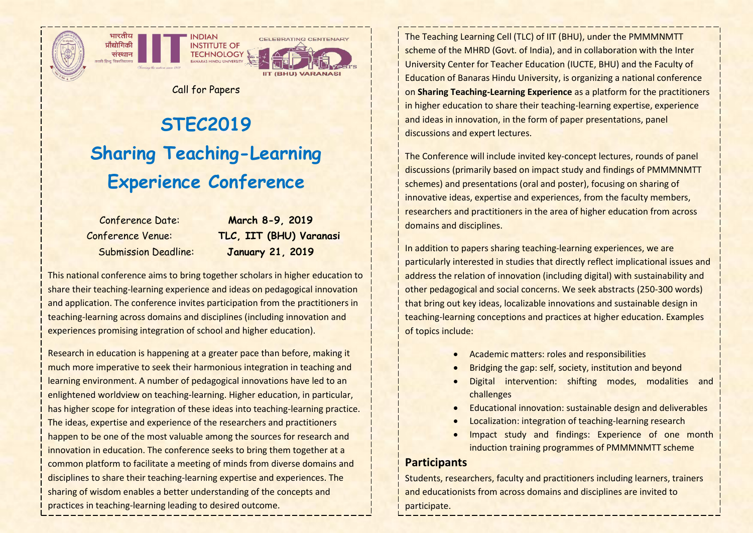भारतीय प्रौद्योगिकी संस्थान (काशी हिन्दू विश्वविद्यालय)

INDIAN INSTITUTE OF TECHNOLOGY BANARAS HINDU UNIVERSITY

CELEBRATING CENTENARY

IIT (BHU) VARANASI

Call for Papers

# STEC2019

# Sharing Teaching-Learning Experience Conference

Conference Date: **March 8-9, 2019**

Conference Venue: **TLC, IIT (BHU) Varanasi**

Submission Deadline: **January 21, 2019**

This national conference aims to bring together scholars in higher education to share their teaching-learning experience and ideas on pedagogical innovation and application. The conference invites participation from the practitioners in teaching-learning across domains and disciplines (including innovation and experiences promising integration of school and higher education).

Research in education is happening at a greater pace than before, making it much more imperative to seek their harmonious integration in teaching and learning environment. A number of pedagogical innovations have led to an enlightened worldview on teaching-learning. Higher education, in particular, has higher scope for integration of these ideas into teaching-learning practice. The ideas, expertise and experience of the researchers and practitioners happen to be one of the most valuable among the sources for research and innovation in education. The conference seeks to bring them together at a common platform to facilitate a meeting of minds from diverse domains and disciplines to share their teaching-learning expertise and experiences. The sharing of wisdom enables a better understanding of the concepts and practices in teaching-learning leading to desired outcome.

The Teaching Learning Cell (TLC) of IIT (BHU), under the PMMMNMTT scheme of the MHRD (Govt. of India), and in collaboration with the Inter University Center for Teacher Education (IUCTE, BHU) and the Faculty of Education of Banaras Hindu University, is organizing a national conference on **Sharing Teaching-Learning Experience** as a platform for the practitioners in higher education to share their teaching-learning expertise, experience and ideas in innovation, in the form of paper presentations, panel discussions and expert lectures.

The Conference will include invited key-concept lectures, rounds of panel discussions (primarily based on impact study and findings of PMMMNMTT schemes) and presentations (oral and poster), focusing on sharing of innovative ideas, expertise and experiences, from the faculty members, researchers and practitioners in the area of higher education from across domains and disciplines.

In addition to papers sharing teaching-learning experiences, we are particularly interested in studies that directly reflect implicational issues and address the relation of innovation (including digital) with sustainability and other pedagogical and social concerns. We seek abstracts (250-300 words) that bring out key ideas, localizable innovations and sustainable design in teaching-learning conceptions and practices at higher education. Examples of topics include:

- Academic matters: roles and responsibilities
- Bridging the gap: self, society, institution and beyond
- Digital intervention: shifting modes, modalities and challenges
- Educational innovation: sustainable design and deliverables
- Localization: integration of teaching-learning research
- Impact study and findings: Experience of one month induction training programmes of PMMMNMTT scheme

## Participants

Students, researchers, faculty and practitioners including learners, trainers and educationists from across domains and disciplines are invited to participate.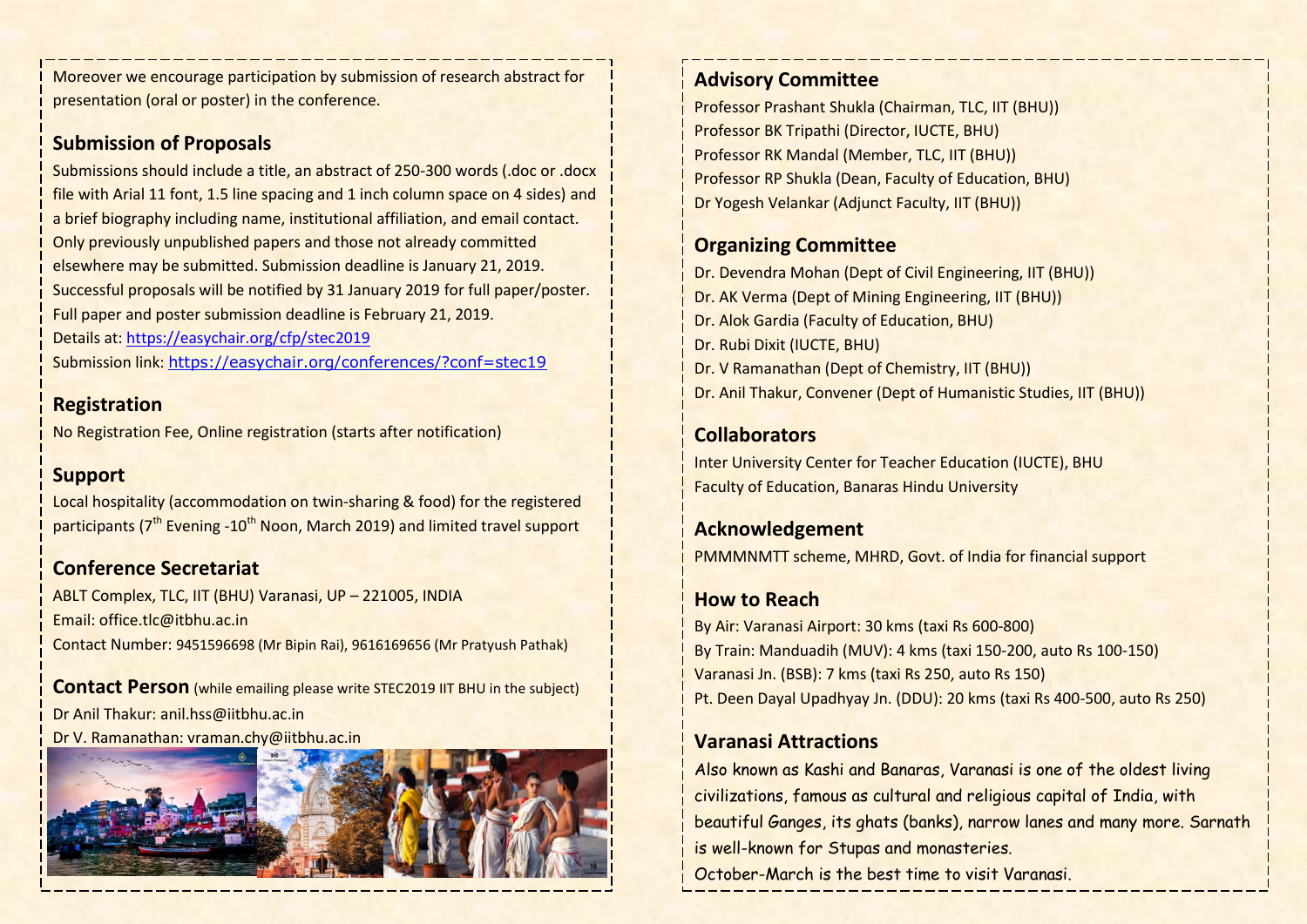Moreover we encourage participation by submission of research abstract for presentation (oral or poster) in the conference.

## Submission of Proposals

Submissions should include a title, an abstract of 250-300 words (.doc or .docx file with Arial 11 font, 1.5 line spacing and 1 inch column space on 4 sides) and a brief biography including name, institutional affiliation, and email contact. Only previously unpublished papers and those not already committed elsewhere may be submitted. Submission deadline is January 21, 2019. Successful proposals will be notified by 31 January 2019 for full paper/poster. Full paper and poster submission deadline is February 21, 2019.

Details at: https://easychair.org/cfp/stec2019

Submission link: https://easychair.org/conferences/?conf=stec19

## Registration

No Registration Fee, Online registration (starts after notification)

## Support

Local hospitality (accommodation on twin-sharing & food) for the registered participants (7th Evening -10th Noon, March 2019) and limited travel support

## Conference Secretariat

ABLT Complex, TLC, IIT (BHU) Varanasi, UP – 221005, INDIA

Email: office.tlc@itbhu.ac.in

Contact Number: 9451596698 (Mr Bipin Rai), 9616169656 (Mr Pratyush Pathak)

## Contact Person (while emailing please write STEC2019 IIT BHU in the subject)

Dr Anil Thakur: anil.hss@iitbhu.ac.in

Dr V. Ramanathan: vraman.chy@iitbhu.ac.in

## Advisory Committee

Professor Prashant Shukla (Chairman, TLC, IIT (BHU))

Professor BK Tripathi (Director, IUCTE, BHU)

Professor RK Mandal (Member, TLC, IIT (BHU))

Professor RP Shukla (Dean, Faculty of Education, BHU)

Dr Yogesh Velankar (Adjunct Faculty, IIT (BHU))

## Organizing Committee

Dr. Devendra Mohan (Dept of Civil Engineering, IIT (BHU))

Dr. AK Verma (Dept of Mining Engineering, IIT (BHU))

Dr. Alok Gardia (Faculty of Education, BHU)

Dr. Rubi Dixit (IUCTE, BHU)

Dr. V Ramanathan (Dept of Chemistry, IIT (BHU))

Dr. Anil Thakur, Convener (Dept of Humanistic Studies, IIT (BHU))

## Collaborators

Inter University Center for Teacher Education (IUCTE), BHU

Faculty of Education, Banaras Hindu University

## Acknowledgement

PMMMNMTT scheme, MHRD, Govt. of India for financial support

## How to Reach

By Air: Varanasi Airport: 30 kms (taxi Rs 600-800)

By Train: Manduadih (MUV): 4 kms (taxi 150-200, auto Rs 100-150)

Varanasi Jn. (BSB): 7 kms (taxi Rs 250, auto Rs 150)

Pt. Deen Dayal Upadhyay Jn. (DDU): 20 kms (taxi Rs 400-500, auto Rs 250)

## Varanasi Attractions

Also known as Kashi and Banaras, Varanasi is one of the oldest living civilizations, famous as cultural and religious capital of India, with beautiful Ganges, its ghats (banks), narrow lanes and many more. Sarnath is well-known for Stupas and monasteries.

October-March is the best time to visit Varanasi.